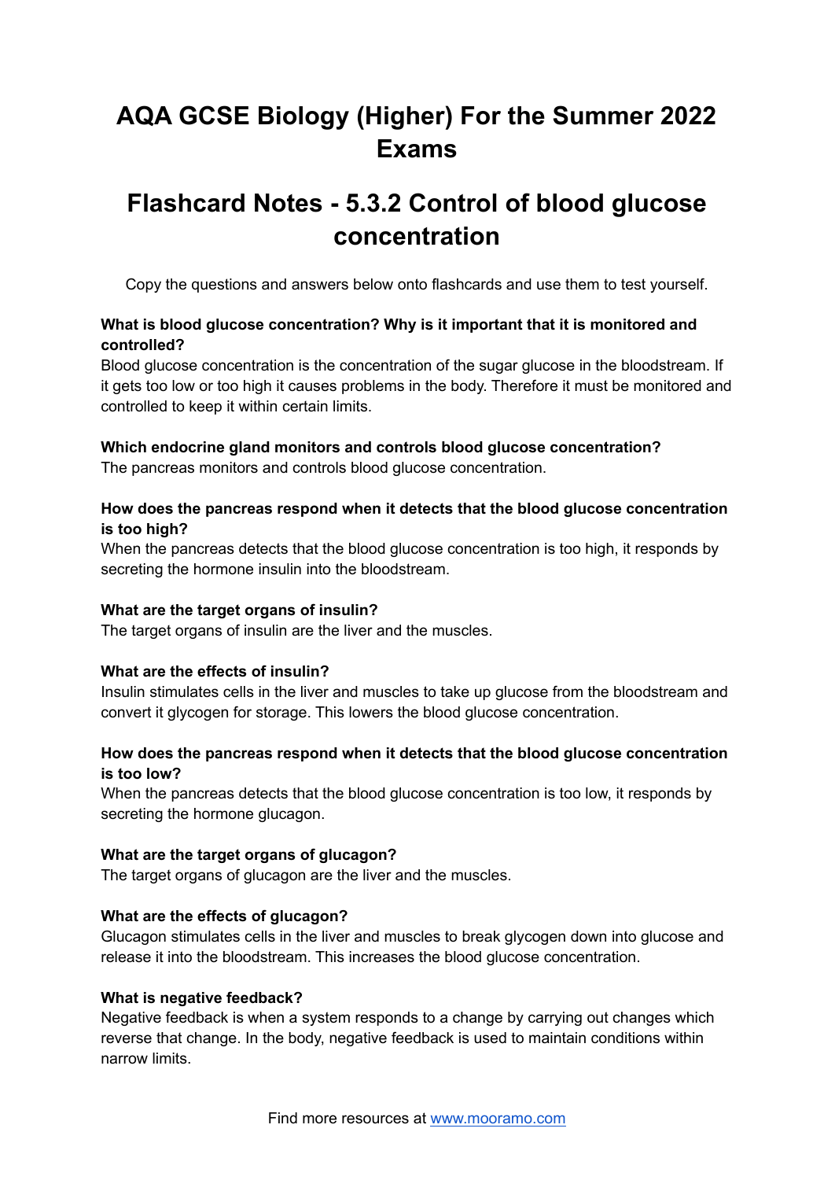# AQA GCSE Biology (Higher) For the Summer 2022 Exams

# Flashcard Notes - 5.3.2 Control of blood glucose concentration

Copy the questions and answers below onto flashcards and use them to test yourself.

**What is blood glucose concentration? Why is it important that it is monitored and controlled?**
Blood glucose concentration is the concentration of the sugar glucose in the bloodstream. If it gets too low or too high it causes problems in the body. Therefore it must be monitored and controlled to keep it within certain limits.

**Which endocrine gland monitors and controls blood glucose concentration?**
The pancreas monitors and controls blood glucose concentration.

**How does the pancreas respond when it detects that the blood glucose concentration is too high?**
When the pancreas detects that the blood glucose concentration is too high, it responds by secreting the hormone insulin into the bloodstream.

**What are the target organs of insulin?**
The target organs of insulin are the liver and the muscles.

**What are the effects of insulin?**
Insulin stimulates cells in the liver and muscles to take up glucose from the bloodstream and convert it glycogen for storage. This lowers the blood glucose concentration.

**How does the pancreas respond when it detects that the blood glucose concentration is too low?**
When the pancreas detects that the blood glucose concentration is too low, it responds by secreting the hormone glucagon.

**What are the target organs of glucagon?**
The target organs of glucagon are the liver and the muscles.

**What are the effects of glucagon?**
Glucagon stimulates cells in the liver and muscles to break glycogen down into glucose and release it into the bloodstream. This increases the blood glucose concentration.

**What is negative feedback?**
Negative feedback is when a system responds to a change by carrying out changes which reverse that change. In the body, negative feedback is used to maintain conditions within narrow limits.

Find more resources at [www.mooramo.com](http://www.mooramo.com)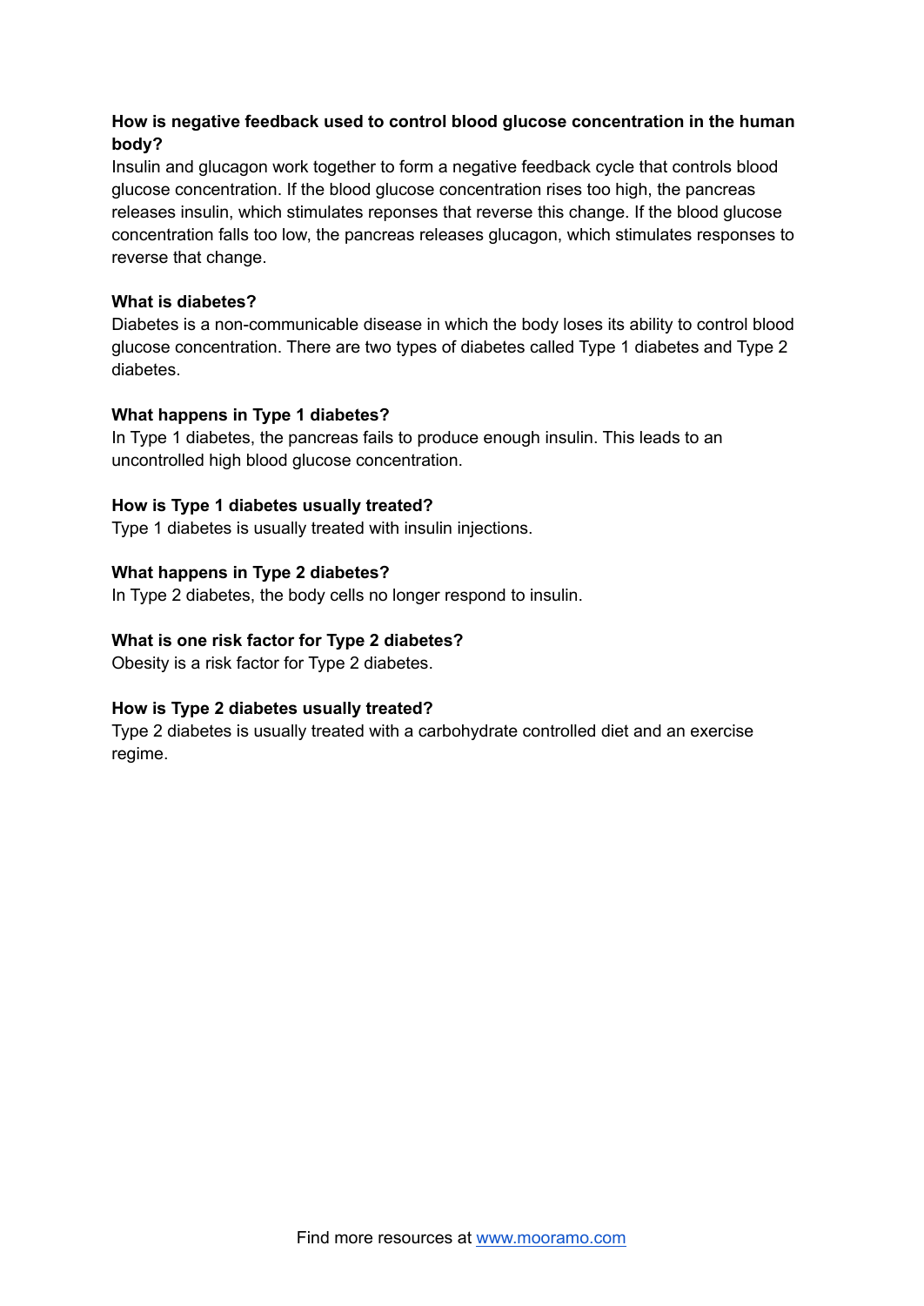**How is negative feedback used to control blood glucose concentration in the human body?**

Insulin and glucagon work together to form a negative feedback cycle that controls blood glucose concentration. If the blood glucose concentration rises too high, the pancreas releases insulin, which stimulates reponses that reverse this change. If the blood glucose concentration falls too low, the pancreas releases glucagon, which stimulates responses to reverse that change.

**What is diabetes?**

Diabetes is a non-communicable disease in which the body loses its ability to control blood glucose concentration. There are two types of diabetes called Type 1 diabetes and Type 2 diabetes.

**What happens in Type 1 diabetes?**

In Type 1 diabetes, the pancreas fails to produce enough insulin. This leads to an uncontrolled high blood glucose concentration.

**How is Type 1 diabetes usually treated?**

Type 1 diabetes is usually treated with insulin injections.

**What happens in Type 2 diabetes?**

In Type 2 diabetes, the body cells no longer respond to insulin.

**What is one risk factor for Type 2 diabetes?**

Obesity is a risk factor for Type 2 diabetes.

**How is Type 2 diabetes usually treated?**

Type 2 diabetes is usually treated with a carbohydrate controlled diet and an exercise regime.

Find more resources at [www.mooramo.com](http://www.mooramo.com)